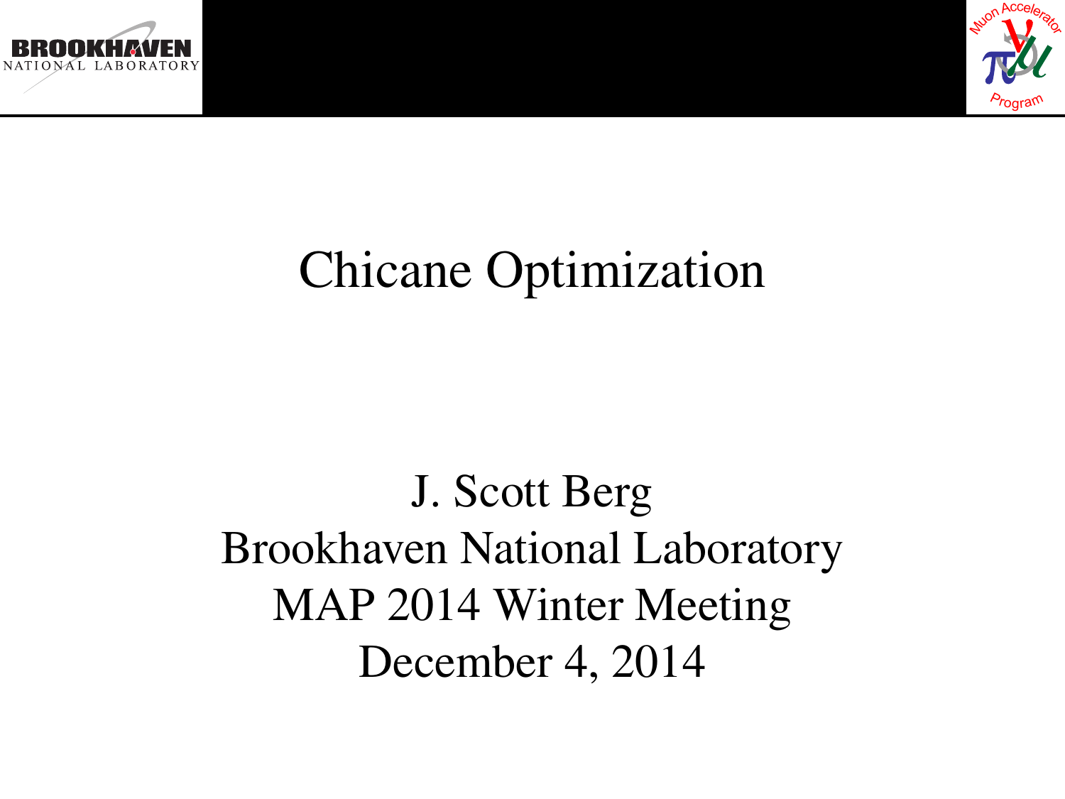# Chicane Optimization

J. Scott Berg
Brookhaven National Laboratory
MAP 2014 Winter Meeting
December 4, 2014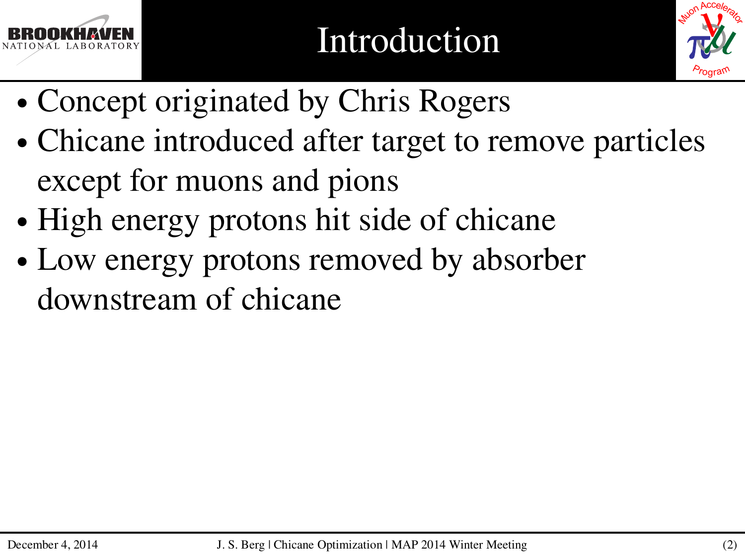# Introduction

- Concept originated by Chris Rogers
- Chicane introduced after target to remove particles except for muons and pions
- High energy protons hit side of chicane
- Low energy protons removed by absorber downstream of chicane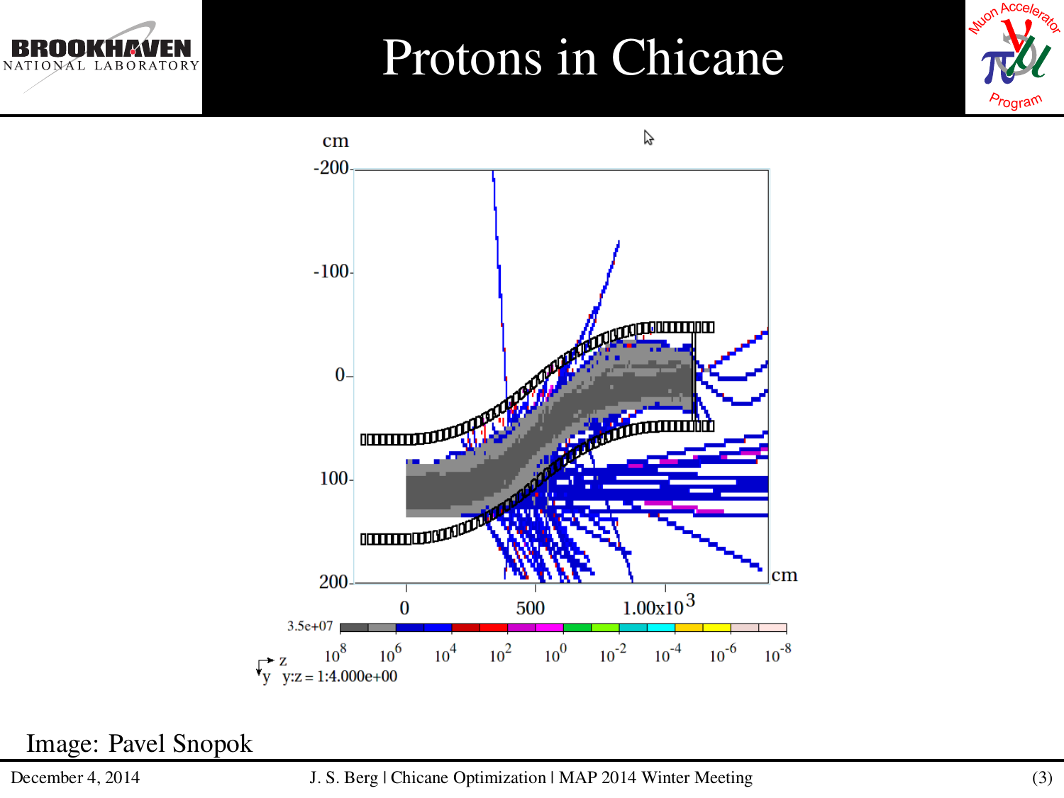# Protons in Chicane

Image: Pavel Snopok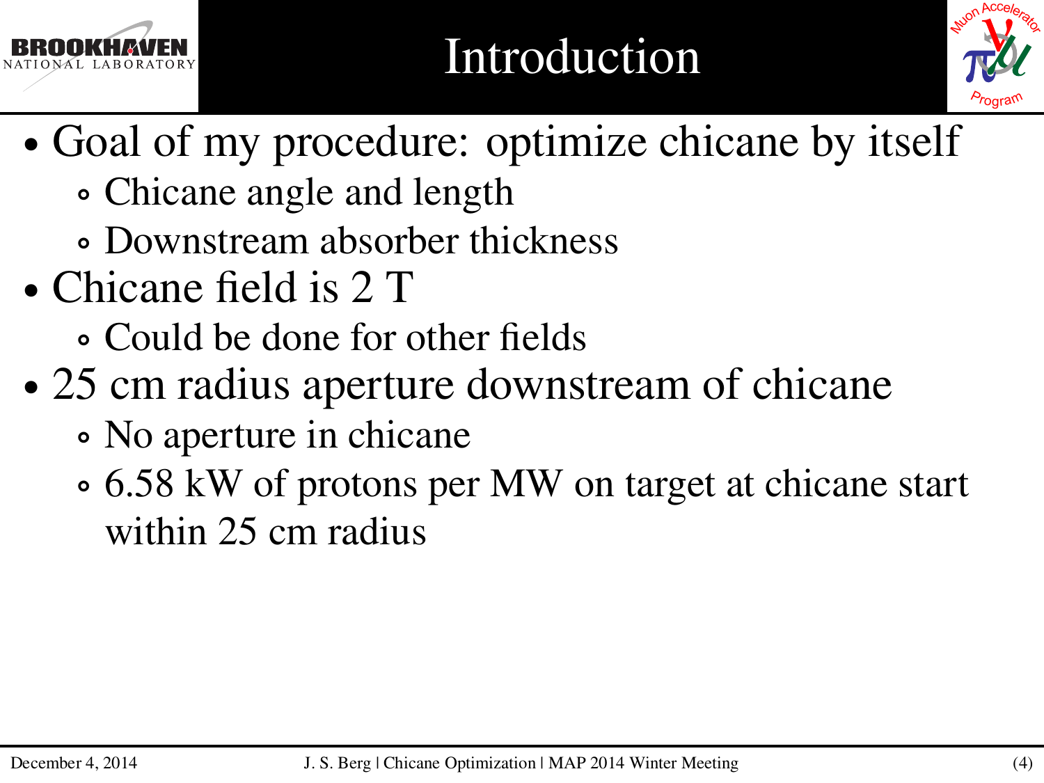# Introduction

- Goal of my procedure: optimize chicane by itself
  - Chicane angle and length
  - Downstream absorber thickness
- Chicane field is 2 T
  - Could be done for other fields
- 25 cm radius aperture downstream of chicane
  - No aperture in chicane
  - 6.58 kW of protons per MW on target at chicane start within 25 cm radius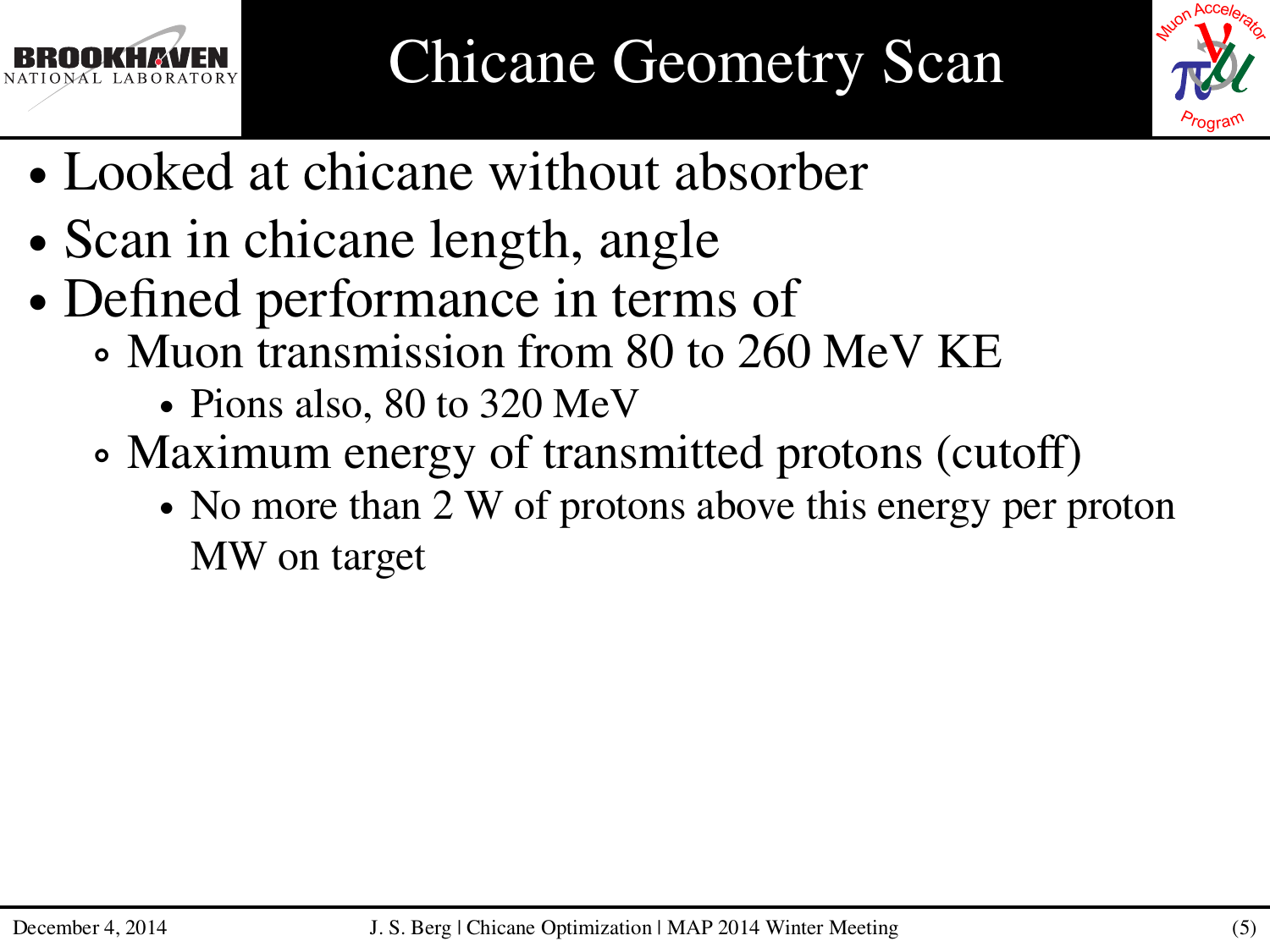# Chicane Geometry Scan

- Looked at chicane without absorber
- Scan in chicane length, angle
- Defined performance in terms of
  - Muon transmission from 80 to 260 MeV KE
    - Pions also, 80 to 320 MeV
  - Maximum energy of transmitted protons (cutoff)
    - No more than 2 W of protons above this energy per proton MW on target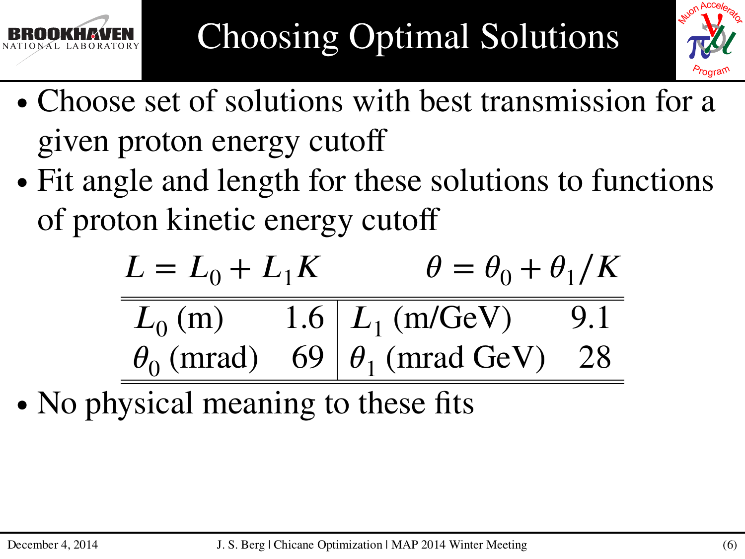# Choosing Optimal Solutions

- Choose set of solutions with best transmission for a given proton energy cutoff
- Fit angle and length for these solutions to functions of proton kinetic energy cutoff

$$L = L_0 + L_1 K \qquad\qquad \theta = \theta_0 + \theta_1 / K$$

| | | | |
|---|---|---|---|
| $L_0$ (m) | 1.6 | $L_1$ (m/GeV) | 9.1 |
| $\theta_0$ (mrad) | 69 | $\theta_1$ (mrad GeV) | 28 |

- No physical meaning to these fits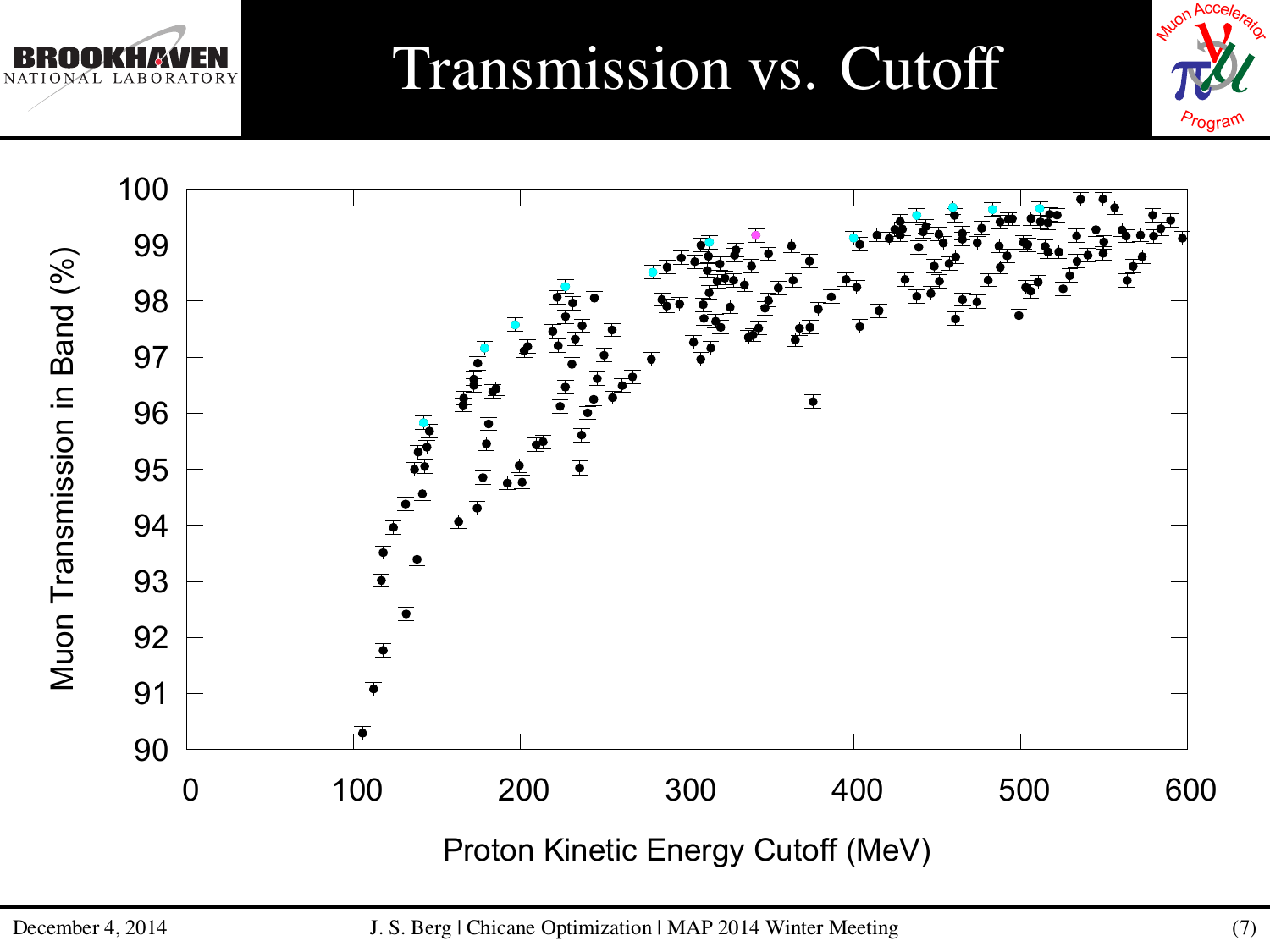# Transmission vs. Cutoff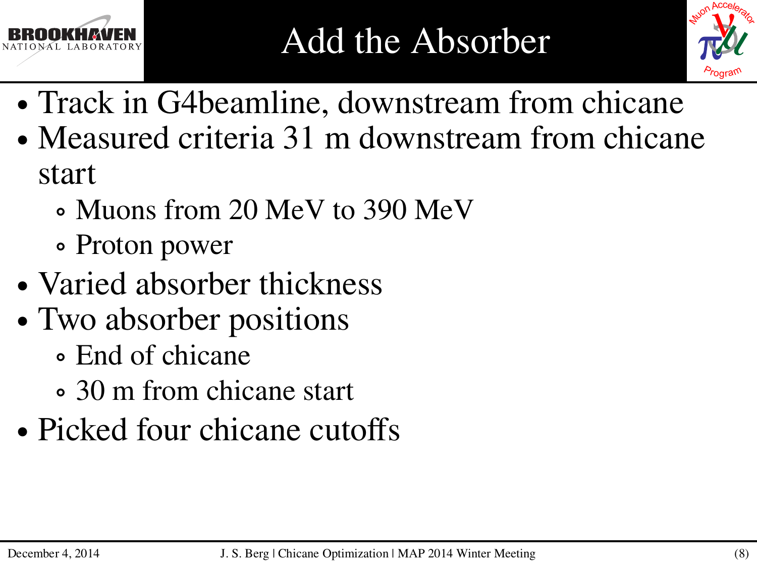# Add the Absorber

- Track in G4beamline, downstream from chicane
- Measured criteria 31 m downstream from chicane start
  - Muons from 20 MeV to 390 MeV
  - Proton power
- Varied absorber thickness
- Two absorber positions
  - End of chicane
  - 30 m from chicane start
- Picked four chicane cutoffs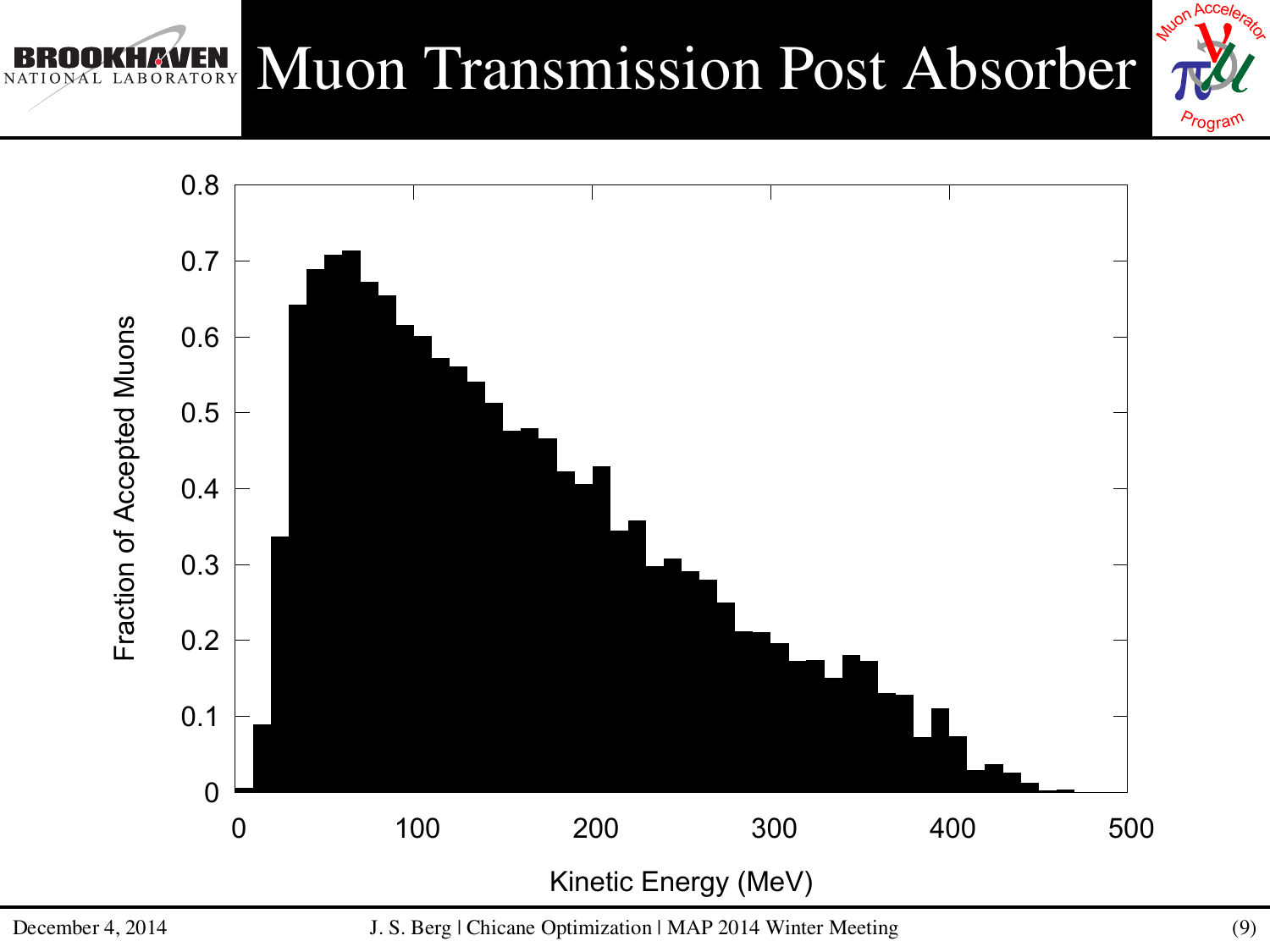# Muon Transmission Post Absorber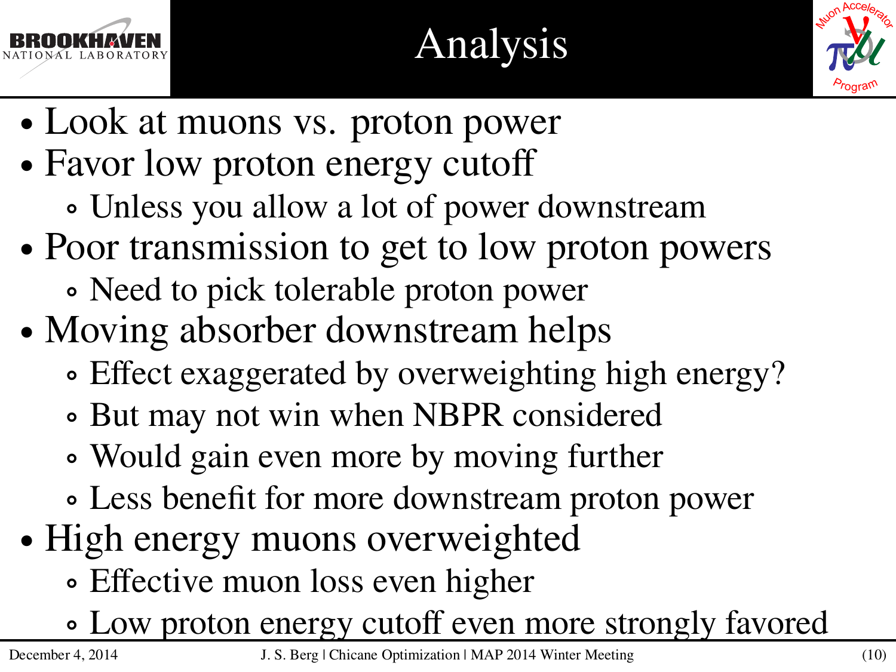# Analysis

- Look at muons vs. proton power
- Favor low proton energy cutoff
  - Unless you allow a lot of power downstream
- Poor transmission to get to low proton powers
  - Need to pick tolerable proton power
- Moving absorber downstream helps
  - Effect exaggerated by overweighting high energy?
  - But may not win when NBPR considered
  - Would gain even more by moving further
  - Less benefit for more downstream proton power
- High energy muons overweighted
  - Effective muon loss even higher
  - Low proton energy cutoff even more strongly favored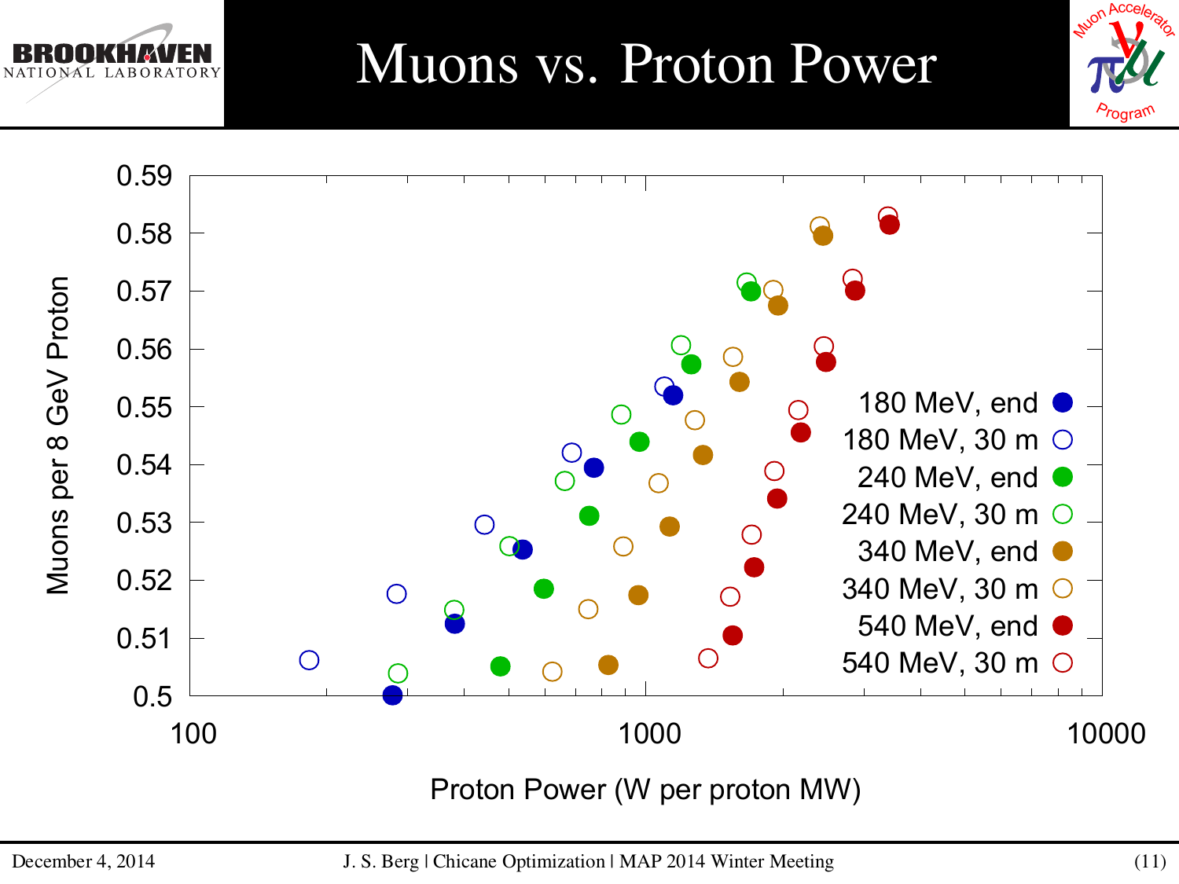# Muons vs. Proton Power

Muons per 8 GeV Proton

Proton Power (W per proton MW)

- 180 MeV, end
- 180 MeV, 30 m
- 240 MeV, end
- 240 MeV, 30 m
- 340 MeV, end
- 340 MeV, 30 m
- 540 MeV, end
- 540 MeV, 30 m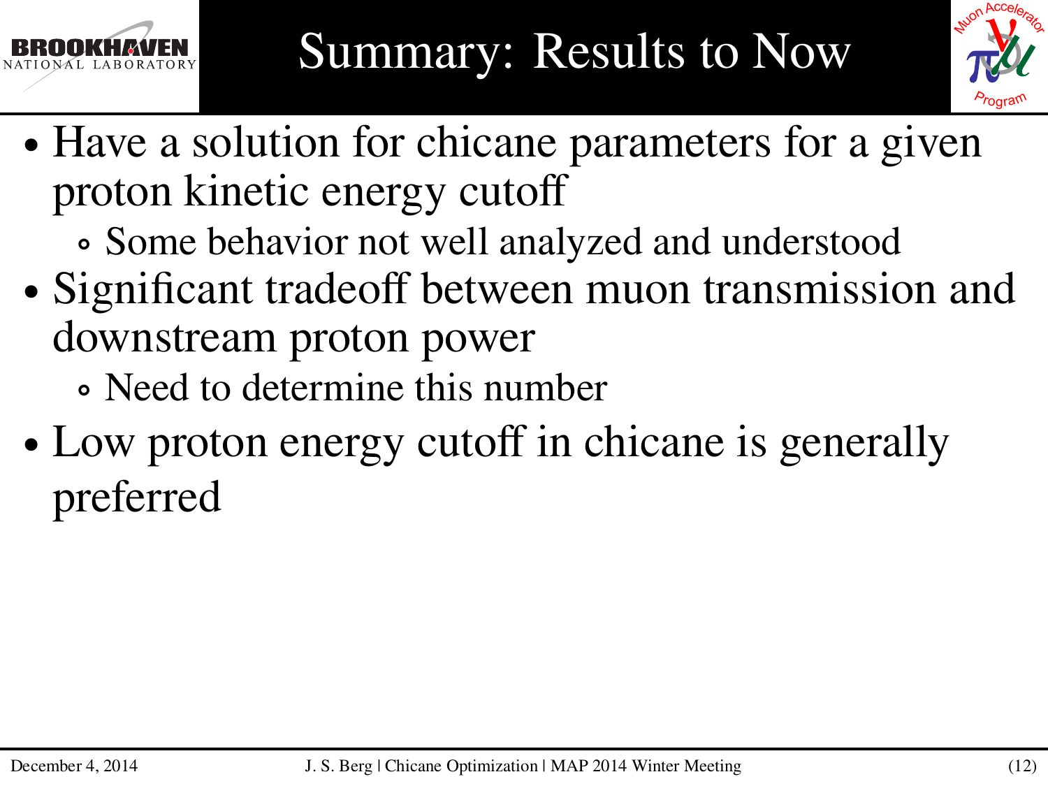# Summary: Results to Now

- Have a solution for chicane parameters for a given proton kinetic energy cutoff
  - Some behavior not well analyzed and understood
- Significant tradeoff between muon transmission and downstream proton power
  - Need to determine this number
- Low proton energy cutoff in chicane is generally preferred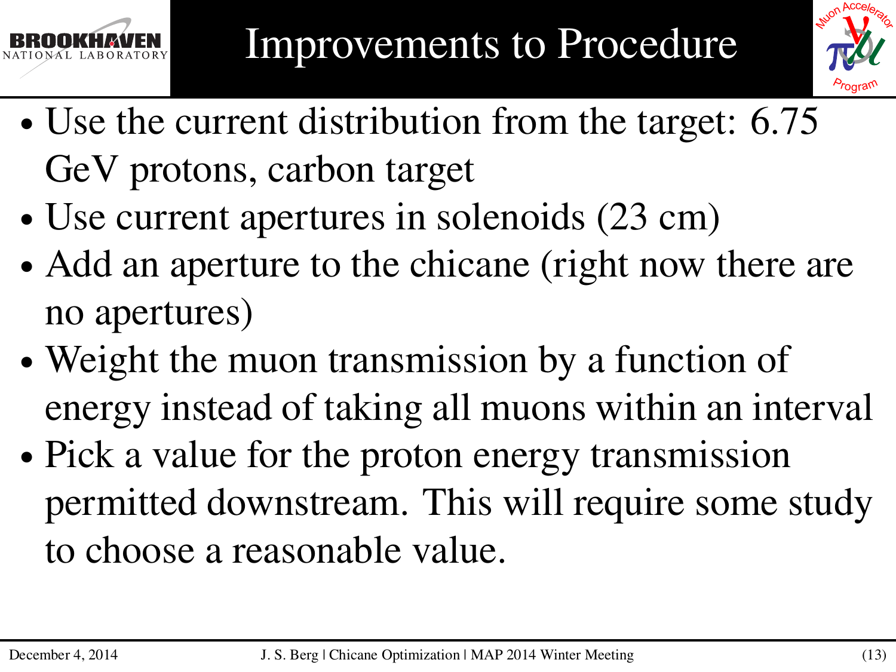# Improvements to Procedure

- Use the current distribution from the target: 6.75 GeV protons, carbon target
- Use current apertures in solenoids (23 cm)
- Add an aperture to the chicane (right now there are no apertures)
- Weight the muon transmission by a function of energy instead of taking all muons within an interval
- Pick a value for the proton energy transmission permitted downstream. This will require some study to choose a reasonable value.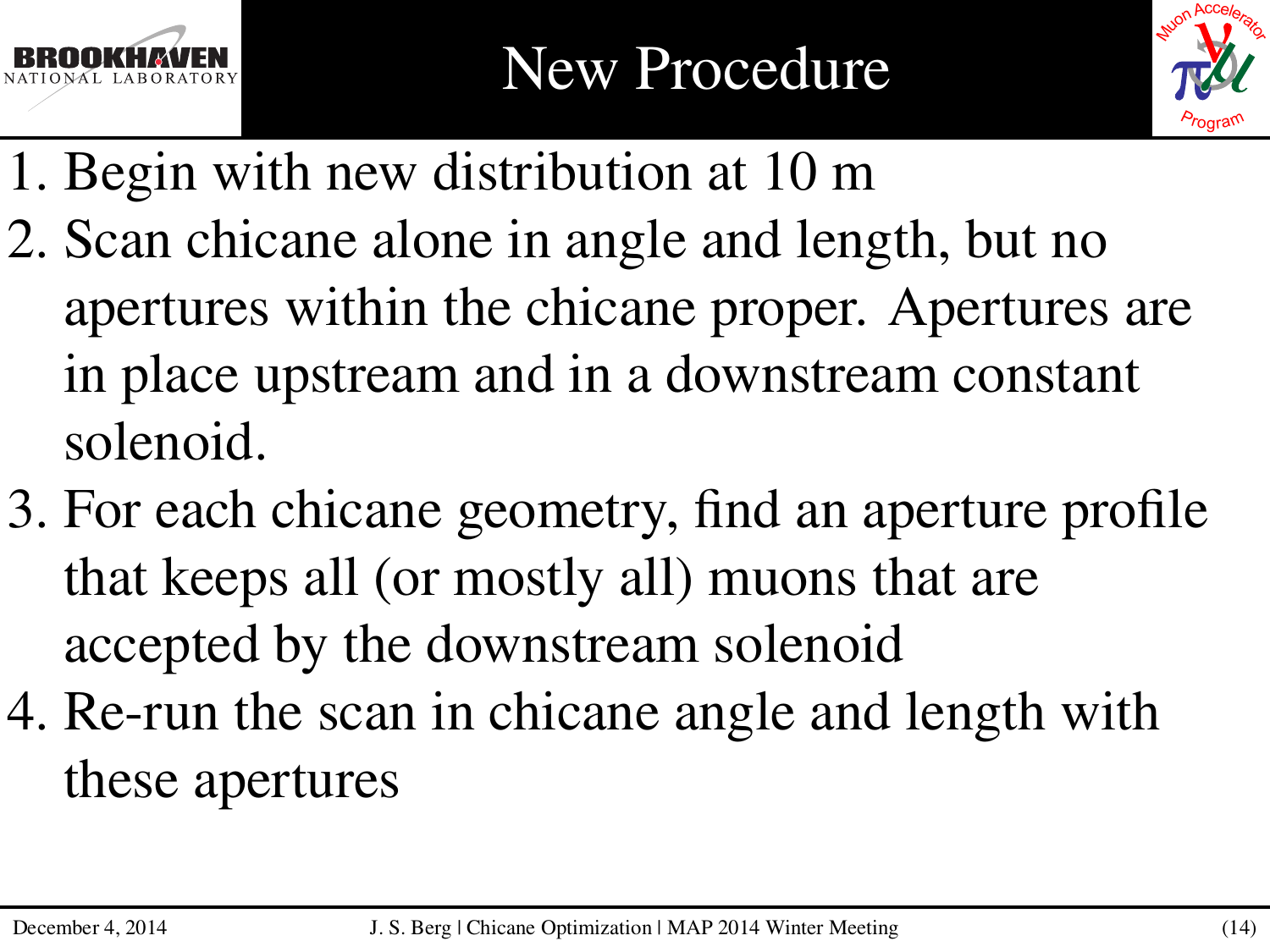# New Procedure

1. Begin with new distribution at 10 m
2. Scan chicane alone in angle and length, but no apertures within the chicane proper. Apertures are in place upstream and in a downstream constant solenoid.
3. For each chicane geometry, find an aperture profile that keeps all (or mostly all) muons that are accepted by the downstream solenoid
4. Re-run the scan in chicane angle and length with these apertures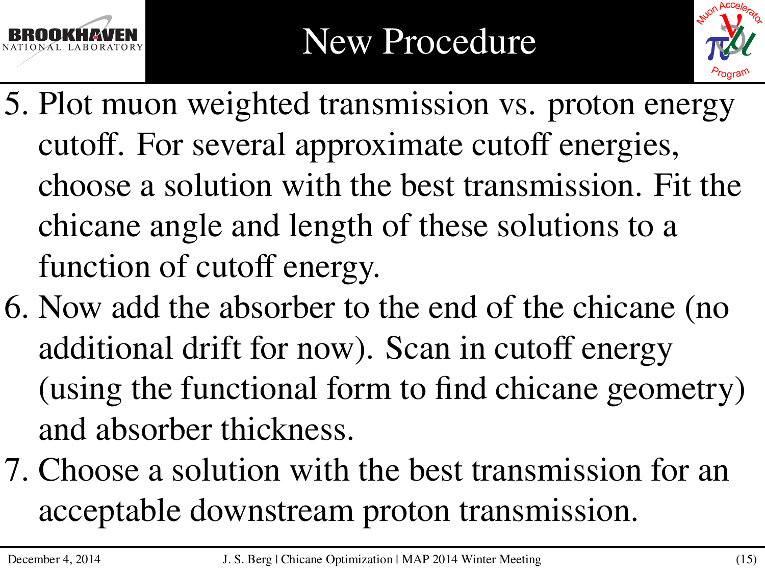# New Procedure

5. Plot muon weighted transmission vs. proton energy cutoff. For several approximate cutoff energies, choose a solution with the best transmission. Fit the chicane angle and length of these solutions to a function of cutoff energy.
6. Now add the absorber to the end of the chicane (no additional drift for now). Scan in cutoff energy (using the functional form to find chicane geometry) and absorber thickness.
7. Choose a solution with the best transmission for an acceptable downstream proton transmission.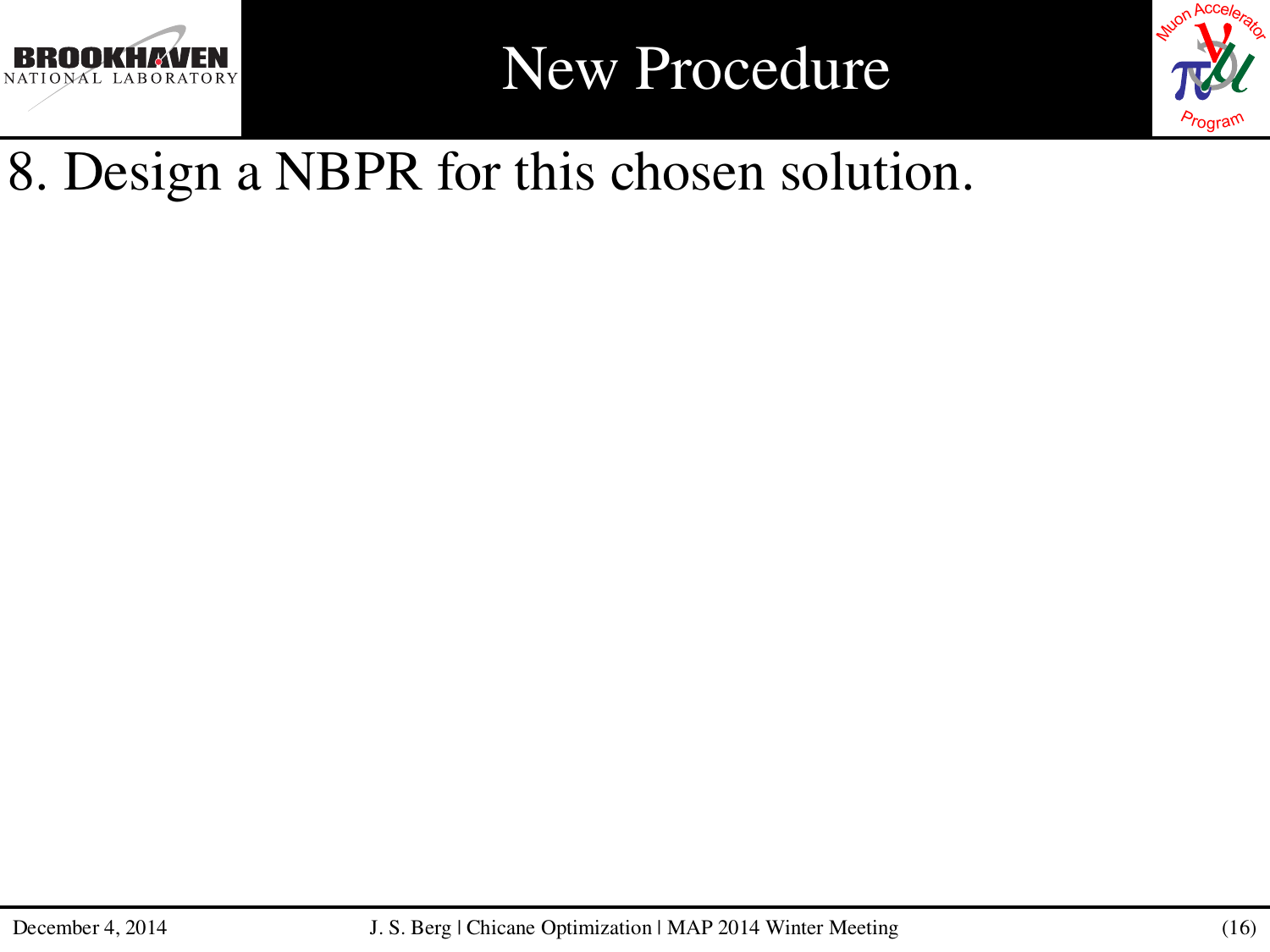# New Procedure

8. Design a NBPR for this chosen solution.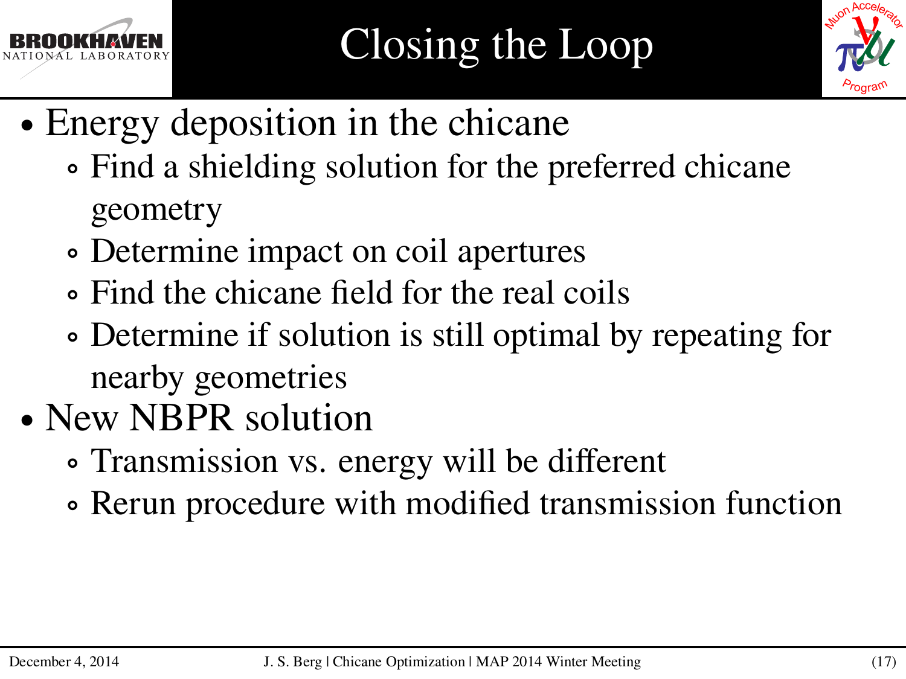# Closing the Loop

- Energy deposition in the chicane
  - Find a shielding solution for the preferred chicane geometry
  - Determine impact on coil apertures
  - Find the chicane field for the real coils
  - Determine if solution is still optimal by repeating for nearby geometries
- New NBPR solution
  - Transmission vs. energy will be different
  - Rerun procedure with modified transmission function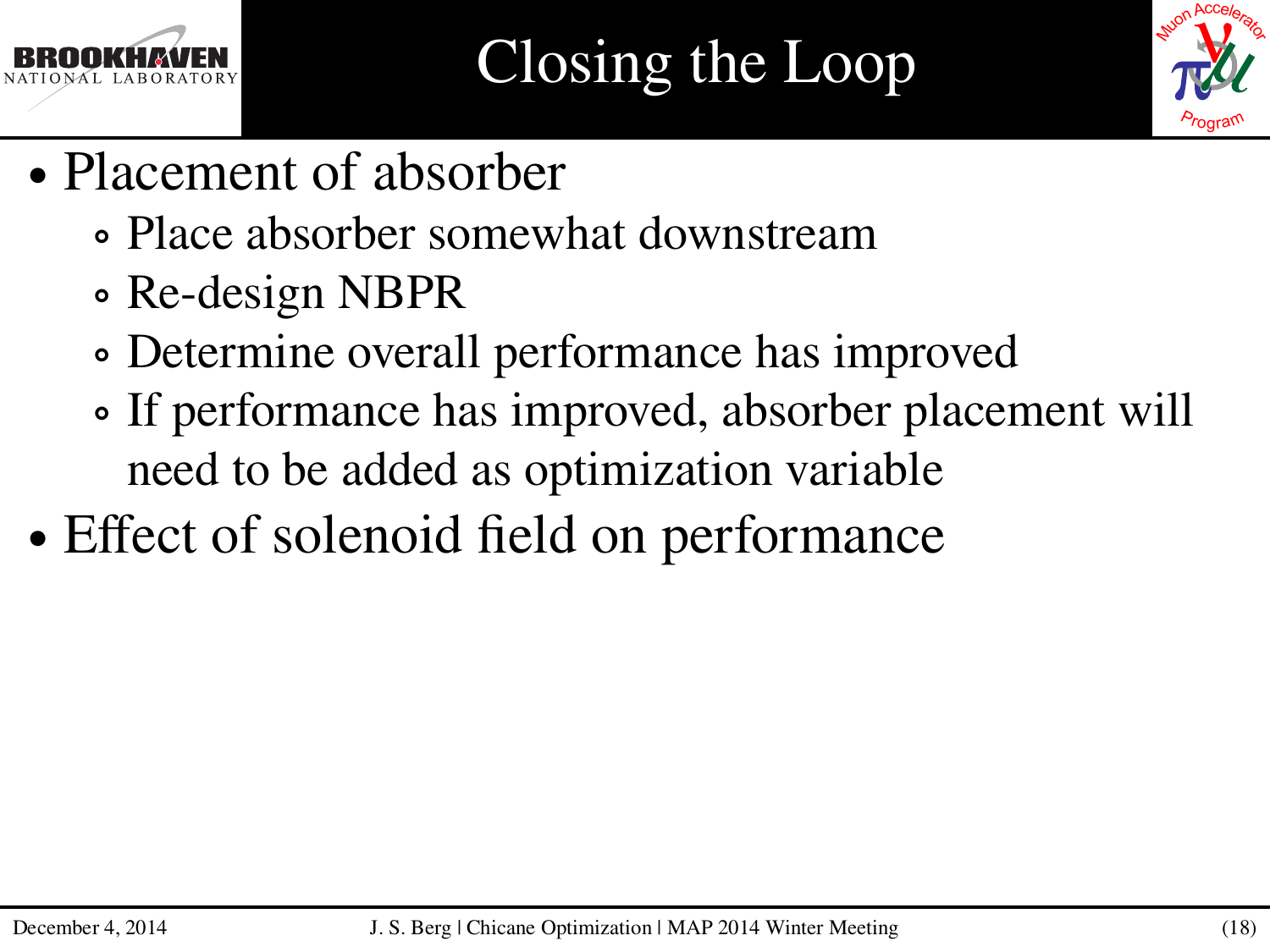# Closing the Loop

- Placement of absorber
  - Place absorber somewhat downstream
  - Re-design NBPR
  - Determine overall performance has improved
  - If performance has improved, absorber placement will need to be added as optimization variable
- Effect of solenoid field on performance